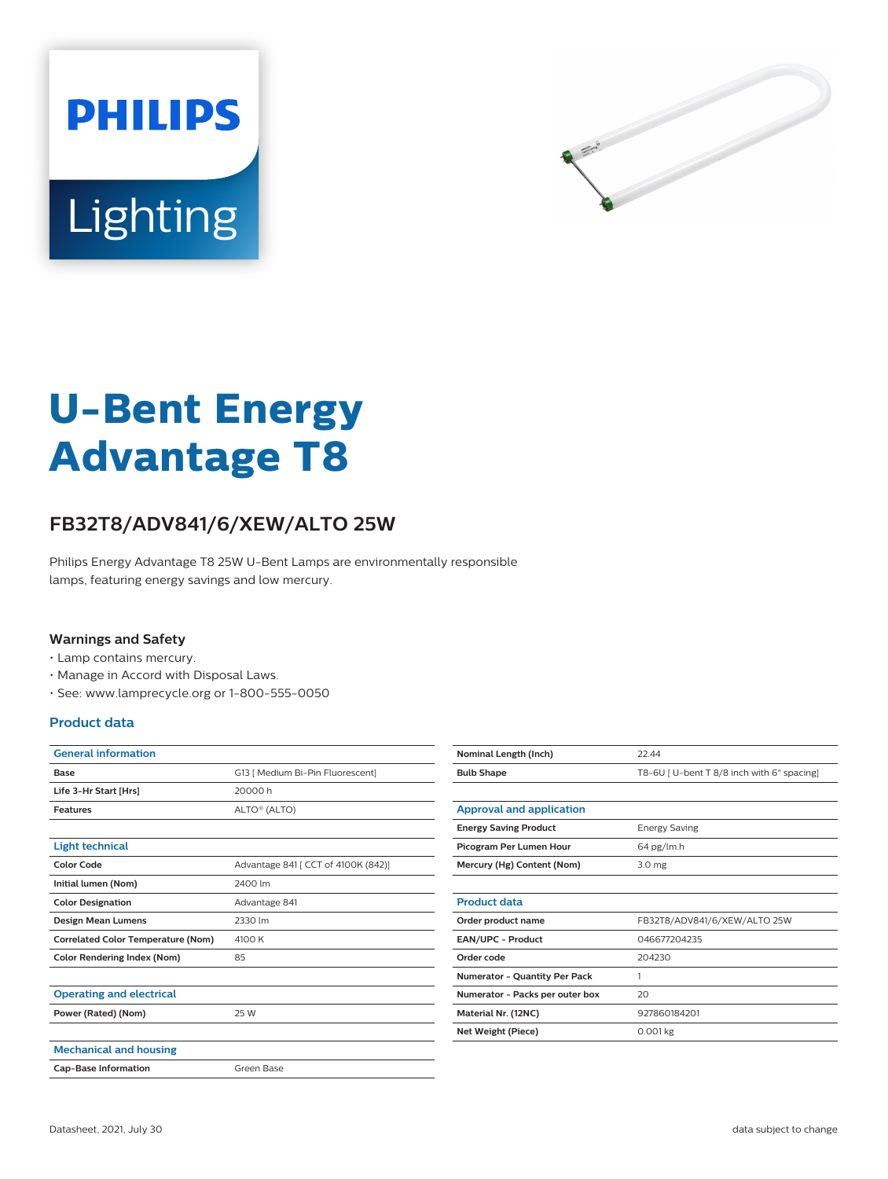PHILIPS

Lighting

# U-Bent Energy Advantage T8

## FB32T8/ADV841/6/XEW/ALTO 25W

Philips Energy Advantage T8 25W U-Bent Lamps are environmentally responsible lamps, featuring energy savings and low mercury.

### Warnings and Safety

- Lamp contains mercury.
- Manage in Accord with Disposal Laws.
- See: www.lamprecycle.org or 1-800-555-0050

### Product data

| General information | |
|---|---|
| Base | G13 [ Medium Bi-Pin Fluorescent] |
| Life 3-Hr Start [Hrs] | 20000 h |
| Features | ALTO® (ALTO) |

| Light technical | |
|---|---|
| Color Code | Advantage 841 [ CCT of 4100K (842)] |
| Initial lumen (Nom) | 2400 lm |
| Color Designation | Advantage 841 |
| Design Mean Lumens | 2330 lm |
| Correlated Color Temperature (Nom) | 4100 K |
| Color Rendering Index (Nom) | 85 |

| Operating and electrical | |
|---|---|
| Power (Rated) (Nom) | 25 W |

| Mechanical and housing | |
|---|---|
| Cap-Base Information | Green Base |
| Nominal Length (Inch) | 22.44 |
| Bulb Shape | T8-6U [ U-bent T 8/8 inch with 6" spacing] |

| Approval and application | |
|---|---|
| Energy Saving Product | Energy Saving |
| Picogram Per Lumen Hour | 64 pg/lm.h |
| Mercury (Hg) Content (Nom) | 3.0 mg |

| Product data | |
|---|---|
| Order product name | FB32T8/ADV841/6/XEW/ALTO 25W |
| EAN/UPC - Product | 046677204235 |
| Order code | 204230 |
| Numerator - Quantity Per Pack | 1 |
| Numerator - Packs per outer box | 20 |
| Material Nr. (12NC) | 927860184201 |
| Net Weight (Piece) | 0.001 kg |

Datasheet, 2021, July 30 — data subject to change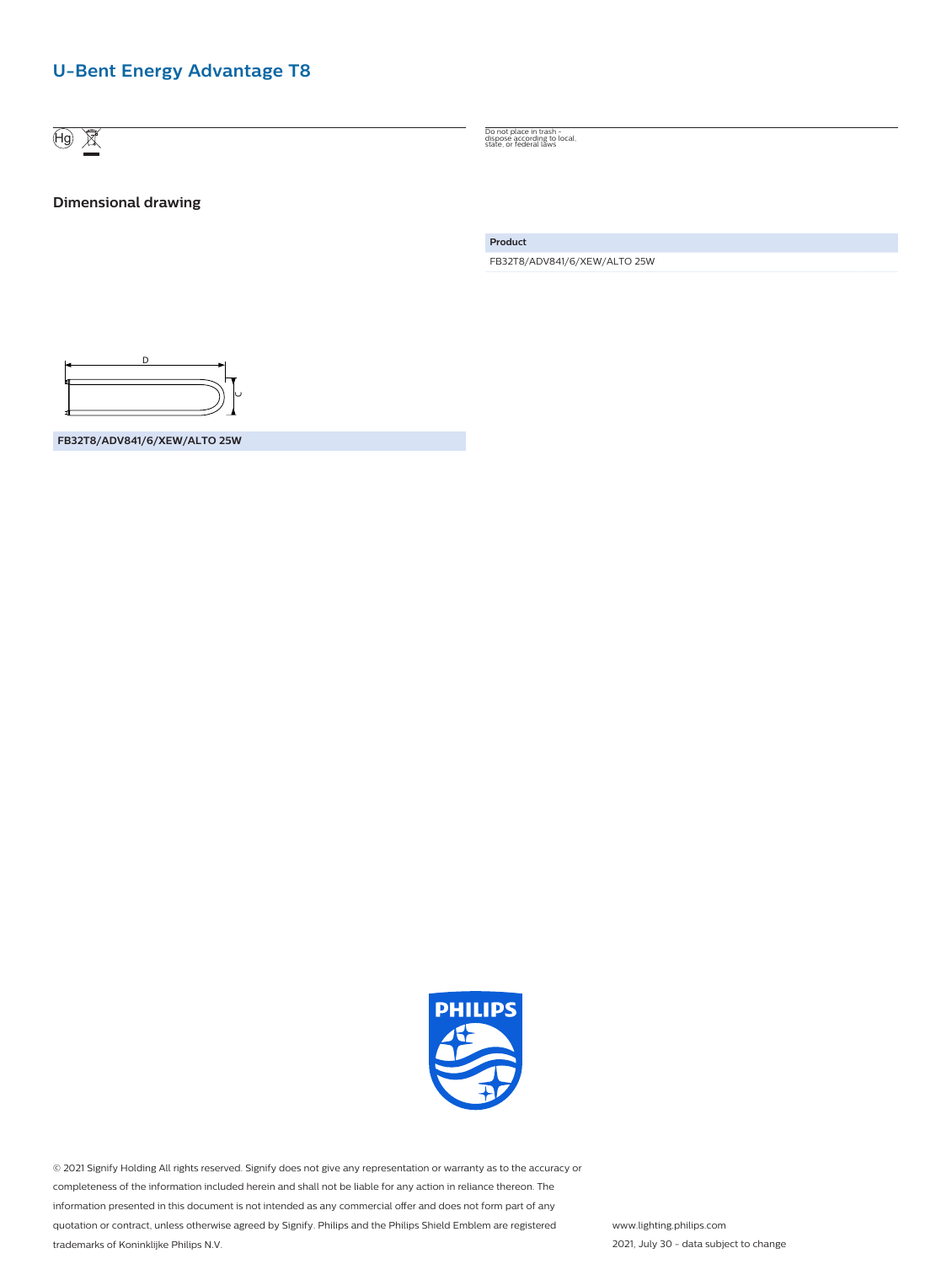## U-Bent Energy Advantage T8

Hg

Do not place in trash - dispose according to local, state, or federal laws

### Dimensional drawing

| Product |
| --- |
| FB32T8/ADV841/6/XEW/ALTO 25W |

D

C

**FB32T8/ADV841/6/XEW/ALTO 25W**

© 2021 Signify Holding All rights reserved. Signify does not give any representation or warranty as to the accuracy or completeness of the information included herein and shall not be liable for any action in reliance thereon. The information presented in this document is not intended as any commercial offer and does not form part of any quotation or contract, unless otherwise agreed by Signify. Philips and the Philips Shield Emblem are registered trademarks of Koninklijke Philips N.V.

www.lighting.philips.com

2021, July 30 - data subject to change